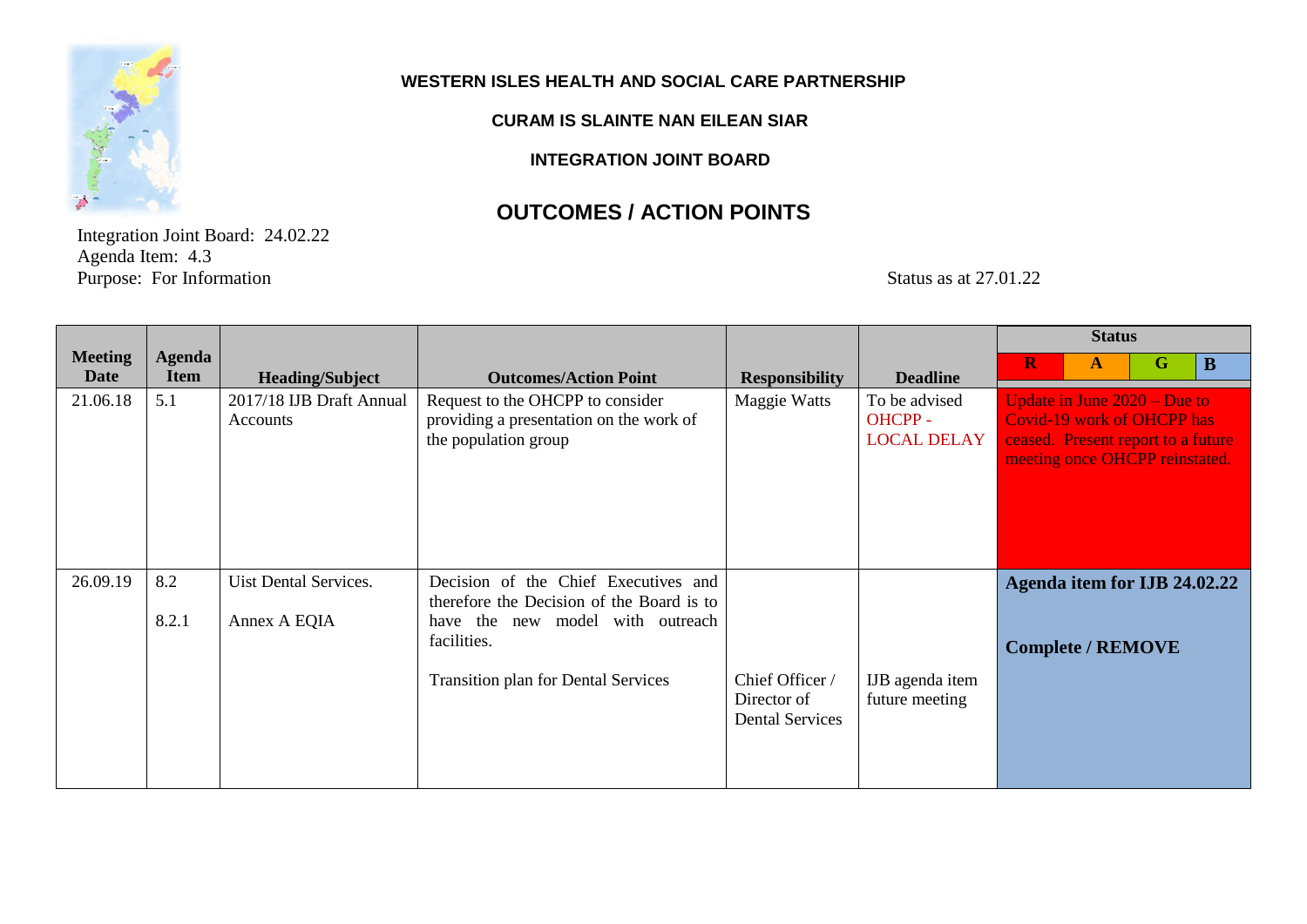**WESTERN ISLES HEALTH AND SOCIAL CARE PARTNERSHIP**

**CURAM IS SLAINTE NAN EILEAN SIAR**

**INTEGRATION JOINT BOARD**

# OUTCOMES / ACTION POINTS

Integration Joint Board: 24.02.22
Agenda Item: 4.3
Purpose: For Information

Status as at 27.01.22

| Meeting Date | Agenda Item | Heading/Subject | Outcomes/Action Point | Responsibility | Deadline | Status (R / A / G / B) |
|---|---|---|---|---|---|---|
| 21.06.18 | 5.1 | 2017/18 IJB Draft Annual Accounts | Request to the OHCPP to consider providing a presentation on the work of the population group | Maggie Watts | To be advised OHCPP - LOCAL DELAY | R: Update in June 2020 – Due to Covid-19 work of OHCPP has ceased. Present report to a future meeting once OHCPP reinstated. |
| 26.09.19 | 8.2<br>8.2.1 | Uist Dental Services.<br>Annex A EQIA | Decision of the Chief Executives and therefore the Decision of the Board is to have the new model with outreach facilities.<br>Transition plan for Dental Services | Chief Officer / Director of Dental Services | IJB agenda item future meeting | B: **Agenda item for IJB 24.02.22**<br>**Complete / REMOVE** |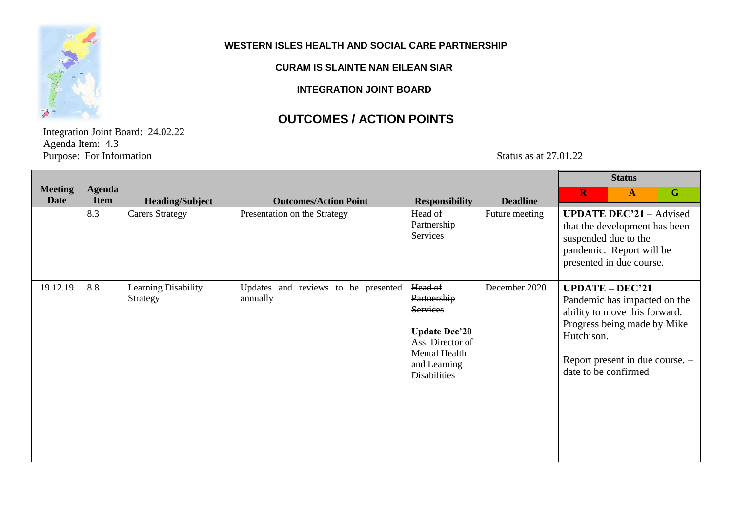**WESTERN ISLES HEALTH AND SOCIAL CARE PARTNERSHIP**

**CURAM IS SLAINTE NAN EILEAN SIAR**

**INTEGRATION JOINT BOARD**

## OUTCOMES / ACTION POINTS

Integration Joint Board: 24.02.22
Agenda Item: 4.3
Purpose: For Information

Status as at 27.01.22

| Meeting Date | Agenda Item | Heading/Subject | Outcomes/Action Point | Responsibility | Deadline | Status R | Status A | Status G |
|---|---|---|---|---|---|---|---|---|
| | 8.3 | Carers Strategy | Presentation on the Strategy | Head of Partnership Services | Future meeting | **UPDATE DEC'21** – Advised that the development has been suspended due to the pandemic. Report will be presented in due course. | | |
| 19.12.19 | 8.8 | Learning Disability Strategy | Updates and reviews to be presented annually | ~~Head of Partnership Services~~ **Update Dec'20** Ass. Director of Mental Health and Learning Disabilities | December 2020 | **UPDATE – DEC'21** Pandemic has impacted on the ability to move this forward. Progress being made by Mike Hutchison. Report present in due course. – date to be confirmed | | |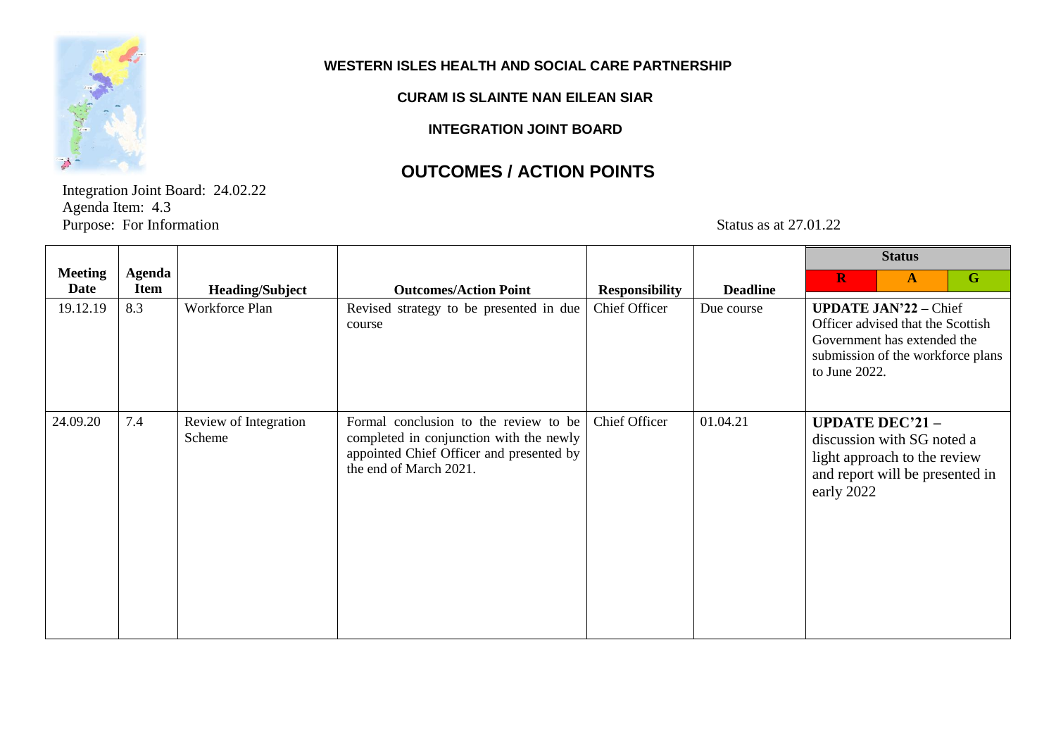**WESTERN ISLES HEALTH AND SOCIAL CARE PARTNERSHIP**

**CURAM IS SLAINTE NAN EILEAN SIAR**

**INTEGRATION JOINT BOARD**

# OUTCOMES / ACTION POINTS

Integration Joint Board: 24.02.22
Agenda Item: 4.3
Purpose: For Information

Status as at 27.01.22

| Meeting Date | Agenda Item | Heading/Subject | Outcomes/Action Point | Responsibility | Deadline | Status | | |
|---|---|---|---|---|---|---|---|---|
| | | | | | | R | A | G |
| 19.12.19 | 8.3 | Workforce Plan | Revised strategy to be presented in due course | Chief Officer | Due course | **UPDATE JAN'22** – Chief Officer advised that the Scottish Government has extended the submission of the workforce plans to June 2022. | | |
| 24.09.20 | 7.4 | Review of Integration Scheme | Formal conclusion to the review to be completed in conjunction with the newly appointed Chief Officer and presented by the end of March 2021. | Chief Officer | 01.04.21 | **UPDATE DEC'21** – discussion with SG noted a light approach to the review and report will be presented in early 2022 | | |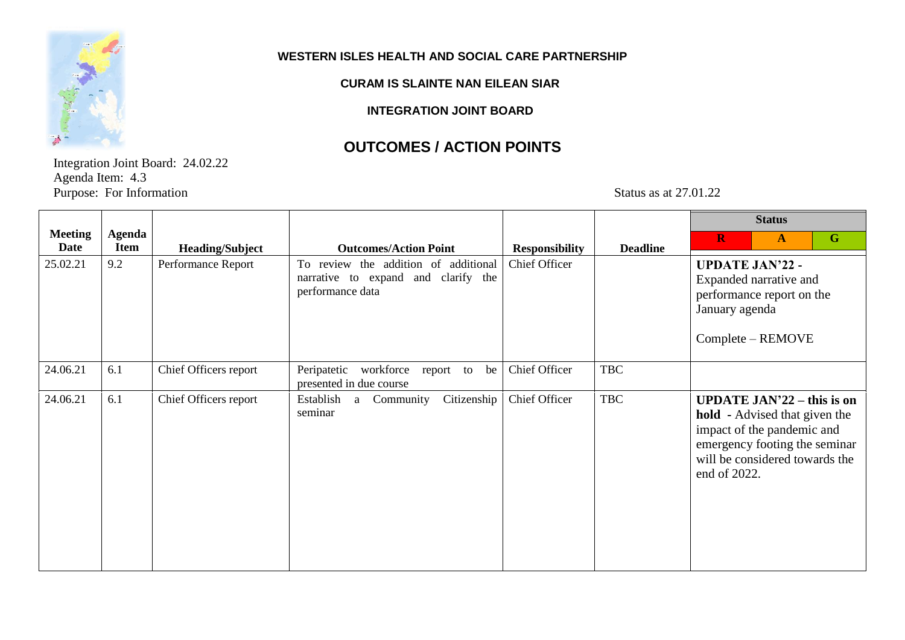**WESTERN ISLES HEALTH AND SOCIAL CARE PARTNERSHIP**

**CURAM IS SLAINTE NAN EILEAN SIAR**

**INTEGRATION JOINT BOARD**

# OUTCOMES / ACTION POINTS

Integration Joint Board: 24.02.22
Agenda Item: 4.3
Purpose: For Information

Status as at 27.01.22

| Meeting Date | Agenda Item | Heading/Subject | Outcomes/Action Point | Responsibility | Deadline | Status | | |
|---|---|---|---|---|---|---|---|---|
| | | | | | | R | A | G |
| 25.02.21 | 9.2 | Performance Report | To review the addition of additional narrative to expand and clarify the performance data | Chief Officer | | **UPDATE JAN'22 -** Expanded narrative and performance report on the January agenda<br><br>Complete – REMOVE | | |
| 24.06.21 | 6.1 | Chief Officers report | Peripatetic workforce report to be presented in due course | Chief Officer | TBC | | | |
| 24.06.21 | 6.1 | Chief Officers report | Establish a Community Citizenship seminar | Chief Officer | TBC | **UPDATE JAN'22 – this is on hold** - Advised that given the impact of the pandemic and emergency footing the seminar will be considered towards the end of 2022. | | |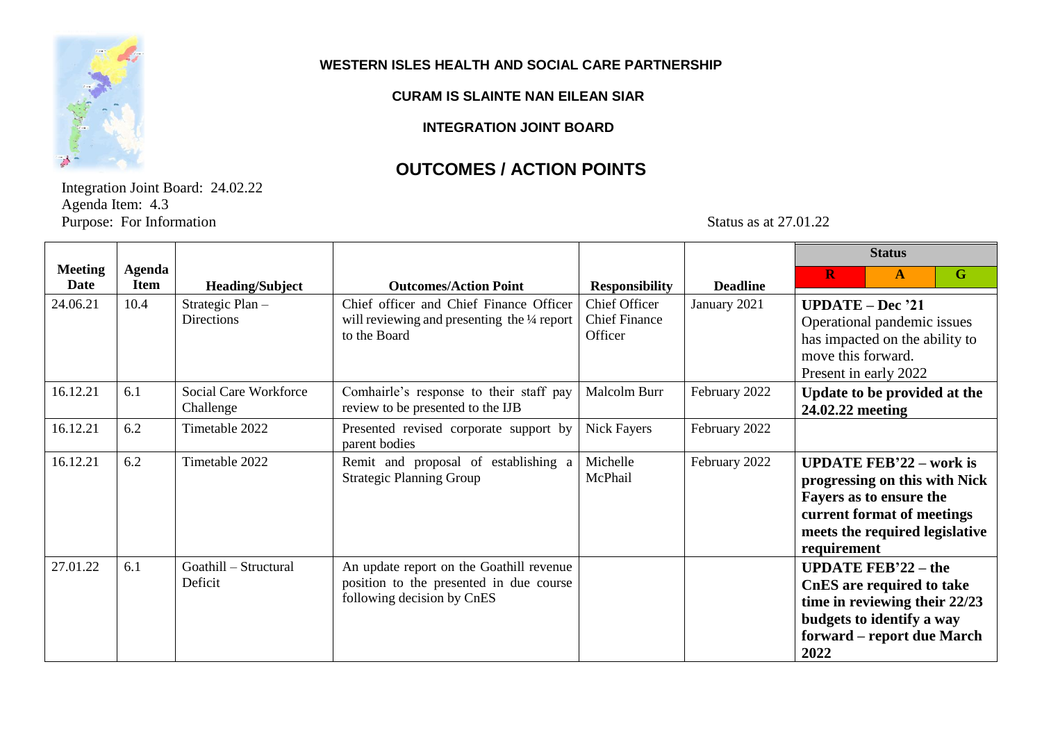**WESTERN ISLES HEALTH AND SOCIAL CARE PARTNERSHIP**

**CURAM IS SLAINTE NAN EILEAN SIAR**

**INTEGRATION JOINT BOARD**

# OUTCOMES / ACTION POINTS

Integration Joint Board: 24.02.22
Agenda Item: 4.3
Purpose: For Information

Status as at 27.01.22

| Meeting Date | Agenda Item | Heading/Subject | Outcomes/Action Point | Responsibility | Deadline | Status | | |
|---|---|---|---|---|---|---|---|---|
| | | | | | | **R** | **A** | **G** |
| 24.06.21 | 10.4 | Strategic Plan – Directions | Chief officer and Chief Finance Officer will reviewing and presenting the ¼ report to the Board | Chief Officer Chief Finance Officer | January 2021 | **UPDATE – Dec '21** Operational pandemic issues has impacted on the ability to move this forward. Present in early 2022 | | |
| 16.12.21 | 6.1 | Social Care Workforce Challenge | Comhairle's response to their staff pay review to be presented to the IJB | Malcolm Burr | February 2022 | **Update to be provided at the 24.02.22 meeting** | | |
| 16.12.21 | 6.2 | Timetable 2022 | Presented revised corporate support by parent bodies | Nick Fayers | February 2022 | | | |
| 16.12.21 | 6.2 | Timetable 2022 | Remit and proposal of establishing a Strategic Planning Group | Michelle McPhail | February 2022 | **UPDATE FEB'22 – work is progressing on this with Nick Fayers as to ensure the current format of meetings meets the required legislative requirement** | | |
| 27.01.22 | 6.1 | Goathill – Structural Deficit | An update report on the Goathill revenue position to the presented in due course following decision by CnES | | | **UPDATE FEB'22 – the CnES are required to take time in reviewing their 22/23 budgets to identify a way forward – report due March 2022** | | |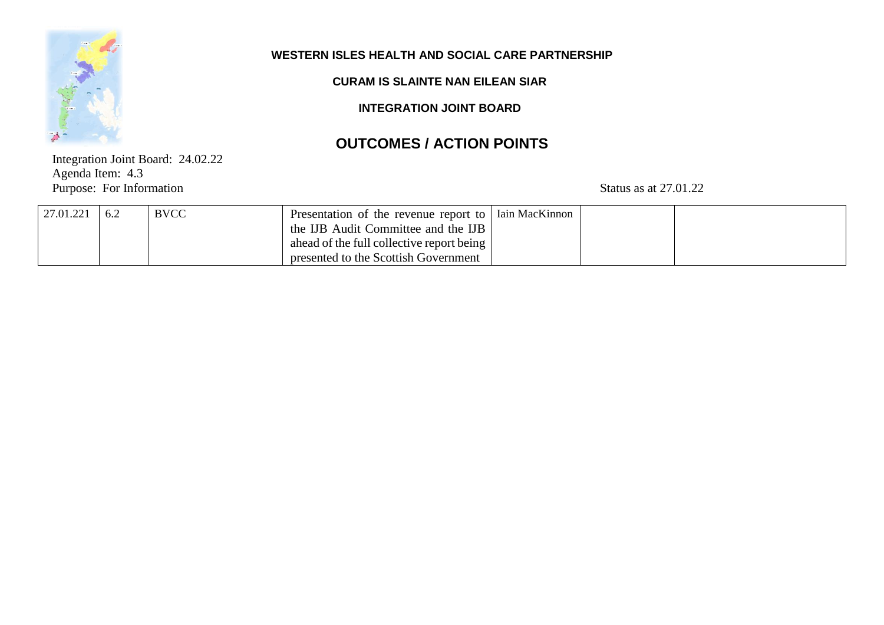**WESTERN ISLES HEALTH AND SOCIAL CARE PARTNERSHIP**

**CURAM IS SLAINTE NAN EILEAN SIAR**

**INTEGRATION JOINT BOARD**

## OUTCOMES / ACTION POINTS

Integration Joint Board: 24.02.22
Agenda Item: 4.3
Purpose: For Information

Status as at 27.01.22

| | | | | | | |
|---|---|---|---|---|---|---|
| 27.01.221 | 6.2 | BVCC | Presentation of the revenue report to the IJB Audit Committee and the IJB ahead of the full collective report being presented to the Scottish Government | Iain MacKinnon | | |